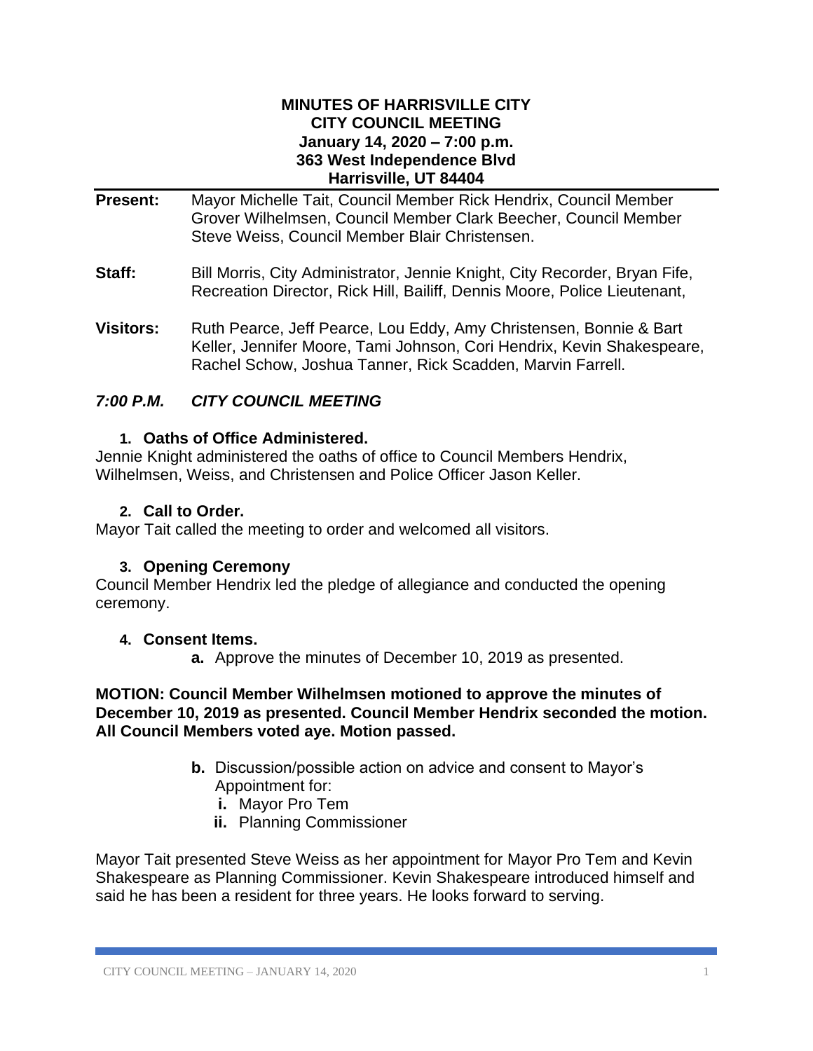**MINUTES OF HARRISVILLE CITY**
**CITY COUNCIL MEETING**
**January 14, 2020 – 7:00 p.m.**
**363 West Independence Blvd**
**Harrisville, UT 84404**

**Present:** Mayor Michelle Tait, Council Member Rick Hendrix, Council Member Grover Wilhelmsen, Council Member Clark Beecher, Council Member Steve Weiss, Council Member Blair Christensen.

**Staff:** Bill Morris, City Administrator, Jennie Knight, City Recorder, Bryan Fife, Recreation Director, Rick Hill, Bailiff, Dennis Moore, Police Lieutenant,

**Visitors:** Ruth Pearce, Jeff Pearce, Lou Eddy, Amy Christensen, Bonnie & Bart Keller, Jennifer Moore, Tami Johnson, Cori Hendrix, Kevin Shakespeare, Rachel Schow, Joshua Tanner, Rick Scadden, Marvin Farrell.

## *7:00 P.M. CITY COUNCIL MEETING*

### 1. Oaths of Office Administered.

Jennie Knight administered the oaths of office to Council Members Hendrix, Wilhelmsen, Weiss, and Christensen and Police Officer Jason Keller.

### 2. Call to Order.

Mayor Tait called the meeting to order and welcomed all visitors.

### 3. Opening Ceremony

Council Member Hendrix led the pledge of allegiance and conducted the opening ceremony.

### 4. Consent Items.

**a.** Approve the minutes of December 10, 2019 as presented.

**MOTION: Council Member Wilhelmsen motioned to approve the minutes of December 10, 2019 as presented. Council Member Hendrix seconded the motion. All Council Members voted aye. Motion passed.**

**b.** Discussion/possible action on advice and consent to Mayor's Appointment for:
   - **i.** Mayor Pro Tem
   - **ii.** Planning Commissioner

Mayor Tait presented Steve Weiss as her appointment for Mayor Pro Tem and Kevin Shakespeare as Planning Commissioner. Kevin Shakespeare introduced himself and said he has been a resident for three years. He looks forward to serving.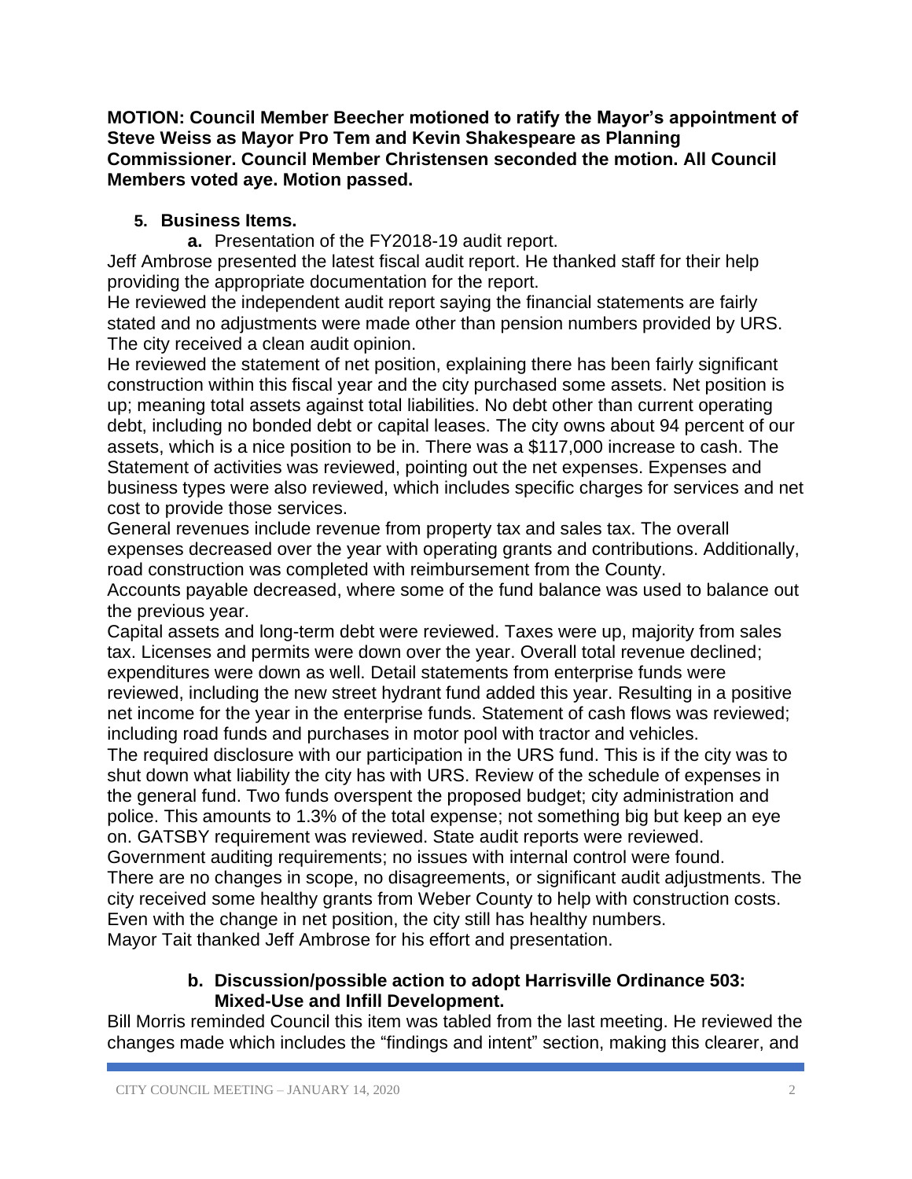**MOTION: Council Member Beecher motioned to ratify the Mayor's appointment of Steve Weiss as Mayor Pro Tem and Kevin Shakespeare as Planning Commissioner. Council Member Christensen seconded the motion. All Council Members voted aye. Motion passed.**

5. **Business Items.**

   a. Presentation of the FY2018-19 audit report.

Jeff Ambrose presented the latest fiscal audit report. He thanked staff for their help providing the appropriate documentation for the report.

He reviewed the independent audit report saying the financial statements are fairly stated and no adjustments were made other than pension numbers provided by URS. The city received a clean audit opinion.

He reviewed the statement of net position, explaining there has been fairly significant construction within this fiscal year and the city purchased some assets. Net position is up; meaning total assets against total liabilities. No debt other than current operating debt, including no bonded debt or capital leases. The city owns about 94 percent of our assets, which is a nice position to be in. There was a $117,000 increase to cash. The Statement of activities was reviewed, pointing out the net expenses. Expenses and business types were also reviewed, which includes specific charges for services and net cost to provide those services.

General revenues include revenue from property tax and sales tax. The overall expenses decreased over the year with operating grants and contributions. Additionally, road construction was completed with reimbursement from the County.

Accounts payable decreased, where some of the fund balance was used to balance out the previous year.

Capital assets and long-term debt were reviewed. Taxes were up, majority from sales tax. Licenses and permits were down over the year. Overall total revenue declined; expenditures were down as well. Detail statements from enterprise funds were reviewed, including the new street hydrant fund added this year. Resulting in a positive net income for the year in the enterprise funds. Statement of cash flows was reviewed; including road funds and purchases in motor pool with tractor and vehicles.

The required disclosure with our participation in the URS fund. This is if the city was to shut down what liability the city has with URS. Review of the schedule of expenses in the general fund. Two funds overspent the proposed budget; city administration and police. This amounts to 1.3% of the total expense; not something big but keep an eye on. GATSBY requirement was reviewed. State audit reports were reviewed.

Government auditing requirements; no issues with internal control were found.

There are no changes in scope, no disagreements, or significant audit adjustments. The city received some healthy grants from Weber County to help with construction costs. Even with the change in net position, the city still has healthy numbers.

Mayor Tait thanked Jeff Ambrose for his effort and presentation.

   b. **Discussion/possible action to adopt Harrisville Ordinance 503: Mixed-Use and Infill Development.**

Bill Morris reminded Council this item was tabled from the last meeting. He reviewed the changes made which includes the "findings and intent" section, making this clearer, and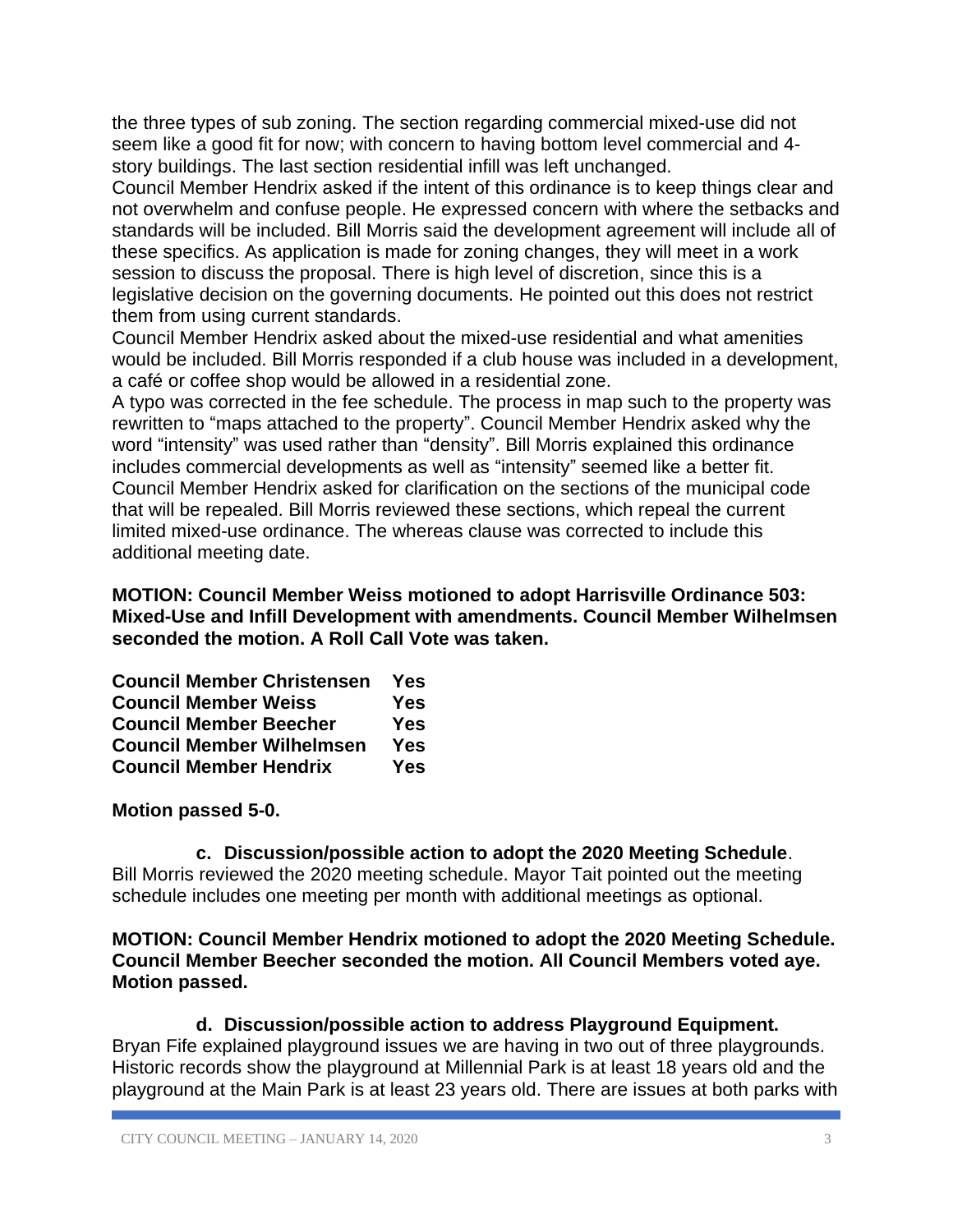the three types of sub zoning. The section regarding commercial mixed-use did not seem like a good fit for now; with concern to having bottom level commercial and 4-story buildings. The last section residential infill was left unchanged.

Council Member Hendrix asked if the intent of this ordinance is to keep things clear and not overwhelm and confuse people. He expressed concern with where the setbacks and standards will be included. Bill Morris said the development agreement will include all of these specifics. As application is made for zoning changes, they will meet in a work session to discuss the proposal. There is high level of discretion, since this is a legislative decision on the governing documents. He pointed out this does not restrict them from using current standards.

Council Member Hendrix asked about the mixed-use residential and what amenities would be included. Bill Morris responded if a club house was included in a development, a café or coffee shop would be allowed in a residential zone.

A typo was corrected in the fee schedule. The process in map such to the property was rewritten to "maps attached to the property". Council Member Hendrix asked why the word "intensity" was used rather than "density". Bill Morris explained this ordinance includes commercial developments as well as "intensity" seemed like a better fit. Council Member Hendrix asked for clarification on the sections of the municipal code that will be repealed. Bill Morris reviewed these sections, which repeal the current limited mixed-use ordinance. The whereas clause was corrected to include this additional meeting date.

**MOTION: Council Member Weiss motioned to adopt Harrisville Ordinance 503: Mixed-Use and Infill Development with amendments. Council Member Wilhelmsen seconded the motion. A Roll Call Vote was taken.**

| | |
|---|---|
| **Council Member Christensen** | **Yes** |
| **Council Member Weiss** | **Yes** |
| **Council Member Beecher** | **Yes** |
| **Council Member Wilhelmsen** | **Yes** |
| **Council Member Hendrix** | **Yes** |

**Motion passed 5-0.**

### c. Discussion/possible action to adopt the 2020 Meeting Schedule.

Bill Morris reviewed the 2020 meeting schedule. Mayor Tait pointed out the meeting schedule includes one meeting per month with additional meetings as optional.

**MOTION: Council Member Hendrix motioned to adopt the 2020 Meeting Schedule. Council Member Beecher seconded the motion. All Council Members voted aye. Motion passed.**

### d. Discussion/possible action to address Playground Equipment.

Bryan Fife explained playground issues we are having in two out of three playgrounds. Historic records show the playground at Millennial Park is at least 18 years old and the playground at the Main Park is at least 23 years old. There are issues at both parks with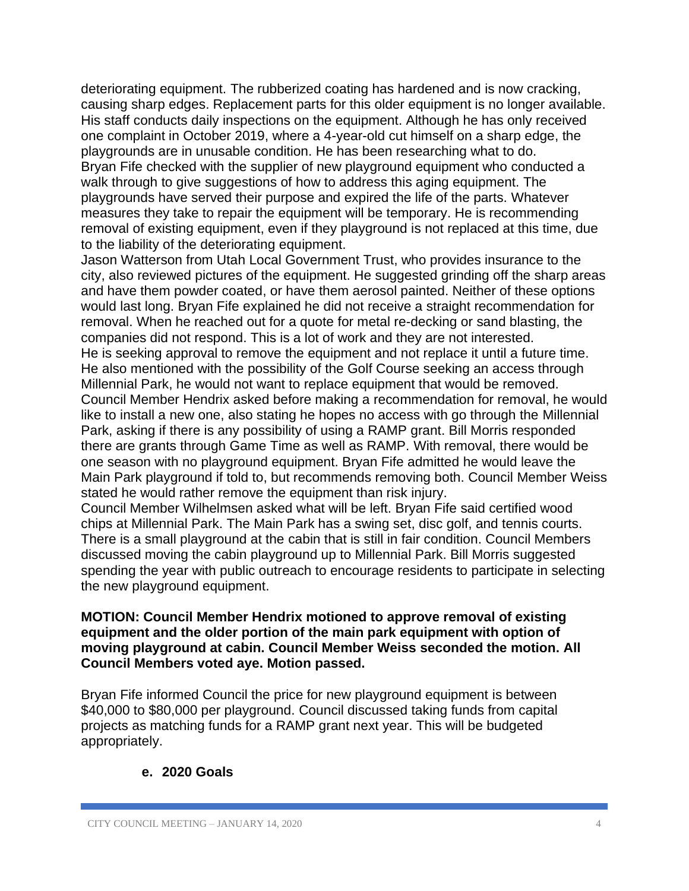deteriorating equipment. The rubberized coating has hardened and is now cracking, causing sharp edges. Replacement parts for this older equipment is no longer available. His staff conducts daily inspections on the equipment. Although he has only received one complaint in October 2019, where a 4-year-old cut himself on a sharp edge, the playgrounds are in unusable condition. He has been researching what to do.
Bryan Fife checked with the supplier of new playground equipment who conducted a walk through to give suggestions of how to address this aging equipment. The playgrounds have served their purpose and expired the life of the parts. Whatever measures they take to repair the equipment will be temporary. He is recommending removal of existing equipment, even if they playground is not replaced at this time, due to the liability of the deteriorating equipment.
Jason Watterson from Utah Local Government Trust, who provides insurance to the city, also reviewed pictures of the equipment. He suggested grinding off the sharp areas and have them powder coated, or have them aerosol painted. Neither of these options would last long. Bryan Fife explained he did not receive a straight recommendation for removal. When he reached out for a quote for metal re-decking or sand blasting, the companies did not respond. This is a lot of work and they are not interested.
He is seeking approval to remove the equipment and not replace it until a future time. He also mentioned with the possibility of the Golf Course seeking an access through Millennial Park, he would not want to replace equipment that would be removed.
Council Member Hendrix asked before making a recommendation for removal, he would like to install a new one, also stating he hopes no access with go through the Millennial Park, asking if there is any possibility of using a RAMP grant. Bill Morris responded there are grants through Game Time as well as RAMP. With removal, there would be one season with no playground equipment. Bryan Fife admitted he would leave the Main Park playground if told to, but recommends removing both. Council Member Weiss stated he would rather remove the equipment than risk injury.
Council Member Wilhelmsen asked what will be left. Bryan Fife said certified wood chips at Millennial Park. The Main Park has a swing set, disc golf, and tennis courts. There is a small playground at the cabin that is still in fair condition. Council Members discussed moving the cabin playground up to Millennial Park. Bill Morris suggested spending the year with public outreach to encourage residents to participate in selecting the new playground equipment.

**MOTION: Council Member Hendrix motioned to approve removal of existing equipment and the older portion of the main park equipment with option of moving playground at cabin. Council Member Weiss seconded the motion. All Council Members voted aye. Motion passed.**

Bryan Fife informed Council the price for new playground equipment is between \$40,000 to \$80,000 per playground. Council discussed taking funds from capital projects as matching funds for a RAMP grant next year. This will be budgeted appropriately.

### e. 2020 Goals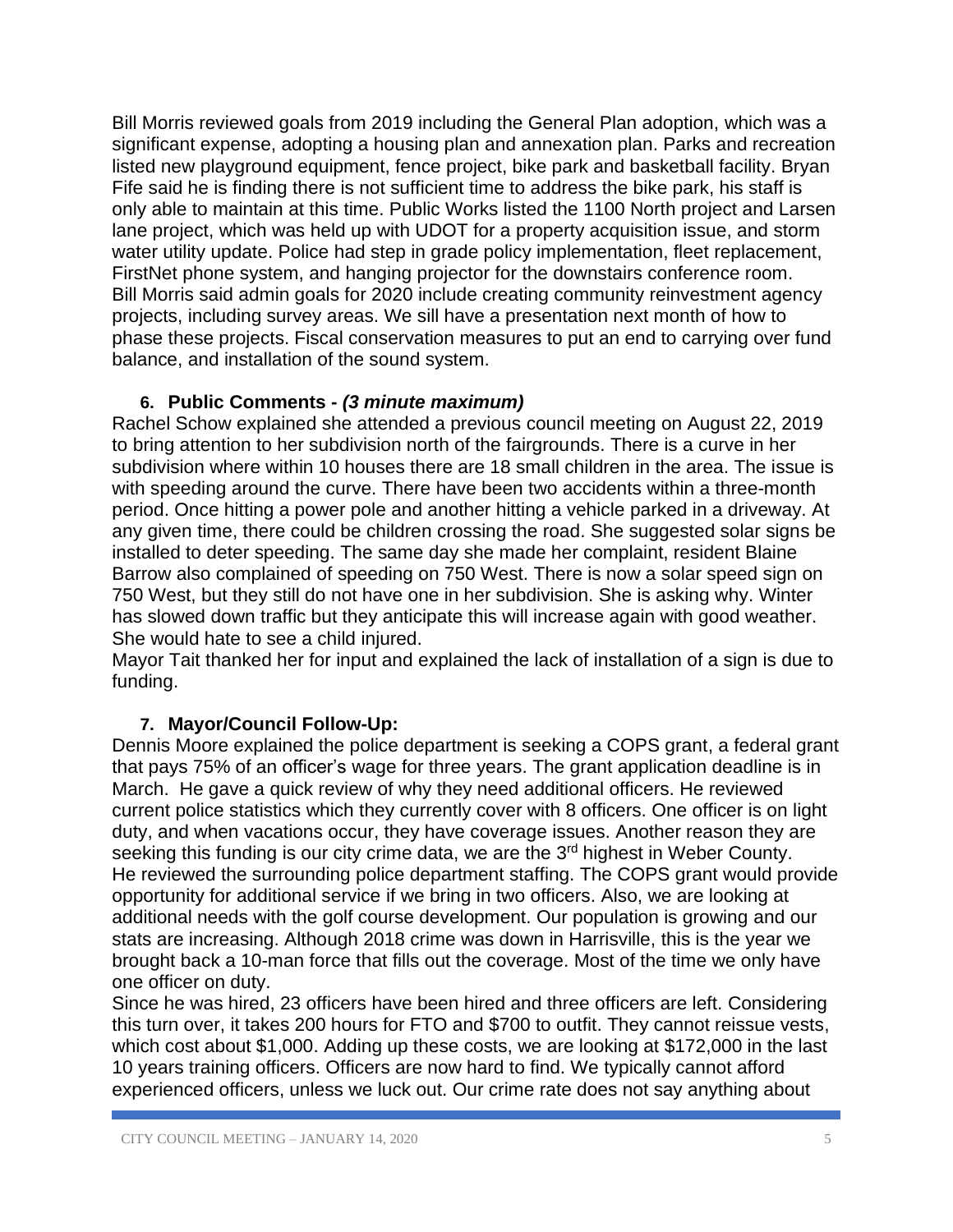Bill Morris reviewed goals from 2019 including the General Plan adoption, which was a significant expense, adopting a housing plan and annexation plan. Parks and recreation listed new playground equipment, fence project, bike park and basketball facility. Bryan Fife said he is finding there is not sufficient time to address the bike park, his staff is only able to maintain at this time. Public Works listed the 1100 North project and Larsen lane project, which was held up with UDOT for a property acquisition issue, and storm water utility update. Police had step in grade policy implementation, fleet replacement, FirstNet phone system, and hanging projector for the downstairs conference room.
Bill Morris said admin goals for 2020 include creating community reinvestment agency projects, including survey areas. We sill have a presentation next month of how to phase these projects. Fiscal conservation measures to put an end to carrying over fund balance, and installation of the sound system.

### 6. Public Comments - *(3 minute maximum)*

Rachel Schow explained she attended a previous council meeting on August 22, 2019 to bring attention to her subdivision north of the fairgrounds. There is a curve in her subdivision where within 10 houses there are 18 small children in the area. The issue is with speeding around the curve. There have been two accidents within a three-month period. Once hitting a power pole and another hitting a vehicle parked in a driveway. At any given time, there could be children crossing the road. She suggested solar signs be installed to deter speeding. The same day she made her complaint, resident Blaine Barrow also complained of speeding on 750 West. There is now a solar speed sign on 750 West, but they still do not have one in her subdivision. She is asking why. Winter has slowed down traffic but they anticipate this will increase again with good weather. She would hate to see a child injured.
Mayor Tait thanked her for input and explained the lack of installation of a sign is due to funding.

### 7. Mayor/Council Follow-Up:

Dennis Moore explained the police department is seeking a COPS grant, a federal grant that pays 75% of an officer's wage for three years. The grant application deadline is in March. He gave a quick review of why they need additional officers. He reviewed current police statistics which they currently cover with 8 officers. One officer is on light duty, and when vacations occur, they have coverage issues. Another reason they are seeking this funding is our city crime data, we are the 3rd highest in Weber County. He reviewed the surrounding police department staffing. The COPS grant would provide opportunity for additional service if we bring in two officers. Also, we are looking at additional needs with the golf course development. Our population is growing and our stats are increasing. Although 2018 crime was down in Harrisville, this is the year we brought back a 10-man force that fills out the coverage. Most of the time we only have one officer on duty.
Since he was hired, 23 officers have been hired and three officers are left. Considering this turn over, it takes 200 hours for FTO and $700 to outfit. They cannot reissue vests, which cost about $1,000. Adding up these costs, we are looking at $172,000 in the last 10 years training officers. Officers are now hard to find. We typically cannot afford experienced officers, unless we luck out. Our crime rate does not say anything about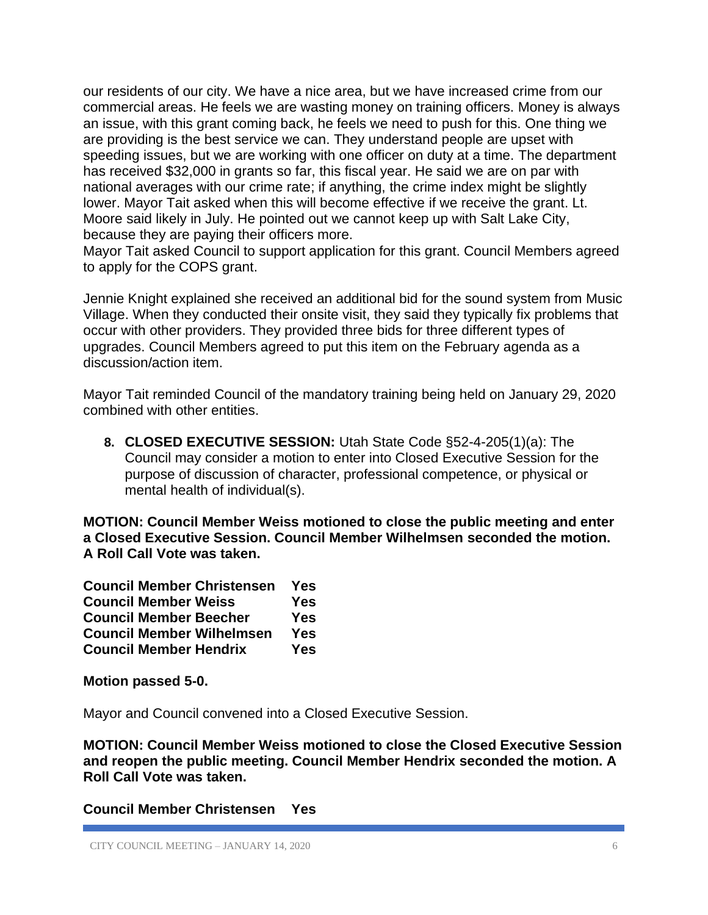our residents of our city. We have a nice area, but we have increased crime from our commercial areas. He feels we are wasting money on training officers. Money is always an issue, with this grant coming back, he feels we need to push for this. One thing we are providing is the best service we can. They understand people are upset with speeding issues, but we are working with one officer on duty at a time. The department has received $32,000 in grants so far, this fiscal year. He said we are on par with national averages with our crime rate; if anything, the crime index might be slightly lower. Mayor Tait asked when this will become effective if we receive the grant. Lt. Moore said likely in July. He pointed out we cannot keep up with Salt Lake City, because they are paying their officers more.
Mayor Tait asked Council to support application for this grant. Council Members agreed to apply for the COPS grant.

Jennie Knight explained she received an additional bid for the sound system from Music Village. When they conducted their onsite visit, they said they typically fix problems that occur with other providers. They provided three bids for three different types of upgrades. Council Members agreed to put this item on the February agenda as a discussion/action item.

Mayor Tait reminded Council of the mandatory training being held on January 29, 2020 combined with other entities.

8. **CLOSED EXECUTIVE SESSION:** Utah State Code §52-4-205(1)(a): The Council may consider a motion to enter into Closed Executive Session for the purpose of discussion of character, professional competence, or physical or mental health of individual(s).

**MOTION: Council Member Weiss motioned to close the public meeting and enter a Closed Executive Session. Council Member Wilhelmsen seconded the motion. A Roll Call Vote was taken.**

| | |
|---|---|
| **Council Member Christensen** | **Yes** |
| **Council Member Weiss** | **Yes** |
| **Council Member Beecher** | **Yes** |
| **Council Member Wilhelmsen** | **Yes** |
| **Council Member Hendrix** | **Yes** |

**Motion passed 5-0.**

Mayor and Council convened into a Closed Executive Session.

**MOTION: Council Member Weiss motioned to close the Closed Executive Session and reopen the public meeting. Council Member Hendrix seconded the motion. A Roll Call Vote was taken.**

| | |
|---|---|
| **Council Member Christensen** | **Yes** |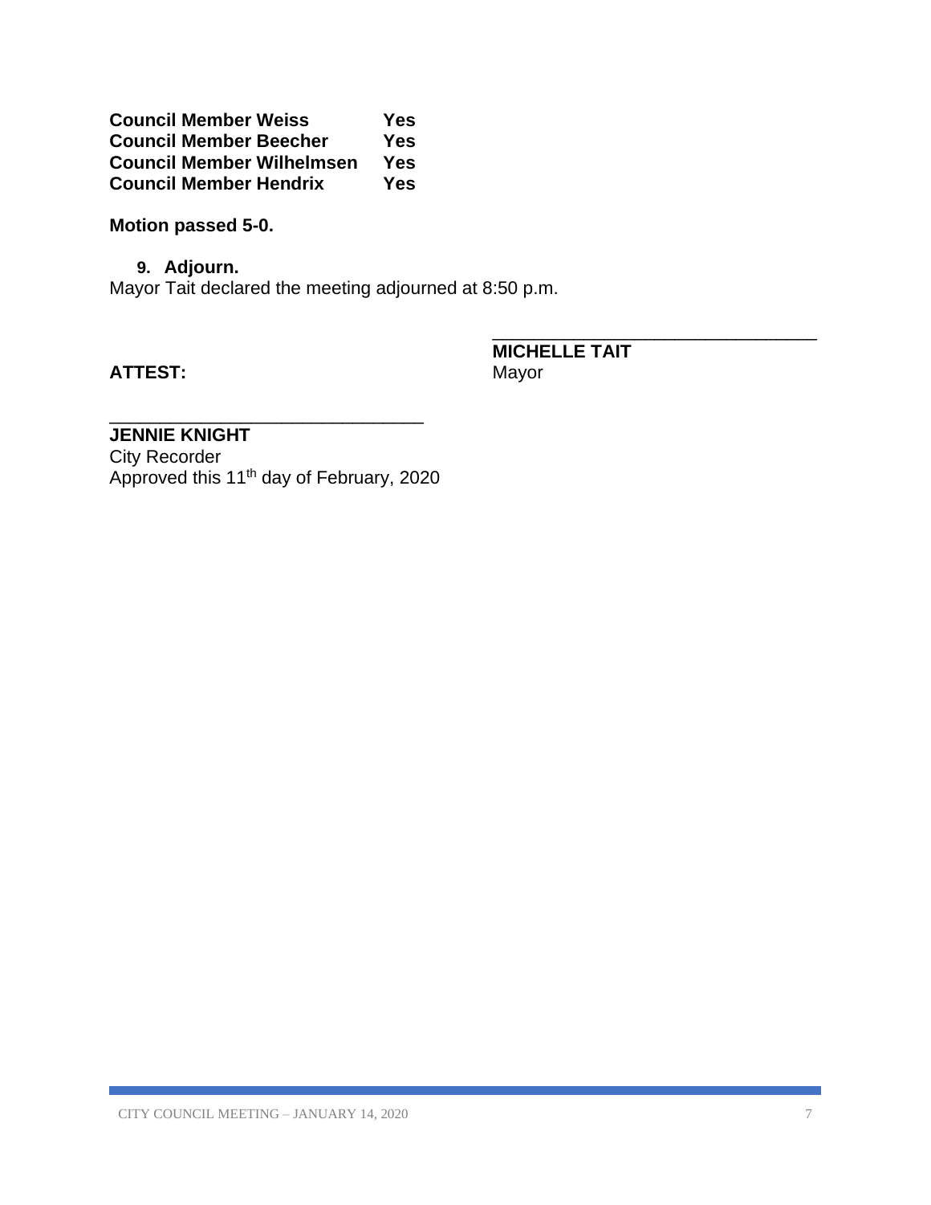| | |
|---|---|
| **Council Member Weiss** | **Yes** |
| **Council Member Beecher** | **Yes** |
| **Council Member Wilhelmsen** | **Yes** |
| **Council Member Hendrix** | **Yes** |

**Motion passed 5-0.**

**9. Adjourn.**

Mayor Tait declared the meeting adjourned at 8:50 p.m.

________________________________

**MICHELLE TAIT**
Mayor

**ATTEST:**

________________________________

**JENNIE KNIGHT**
City Recorder
Approved this 11th day of February, 2020